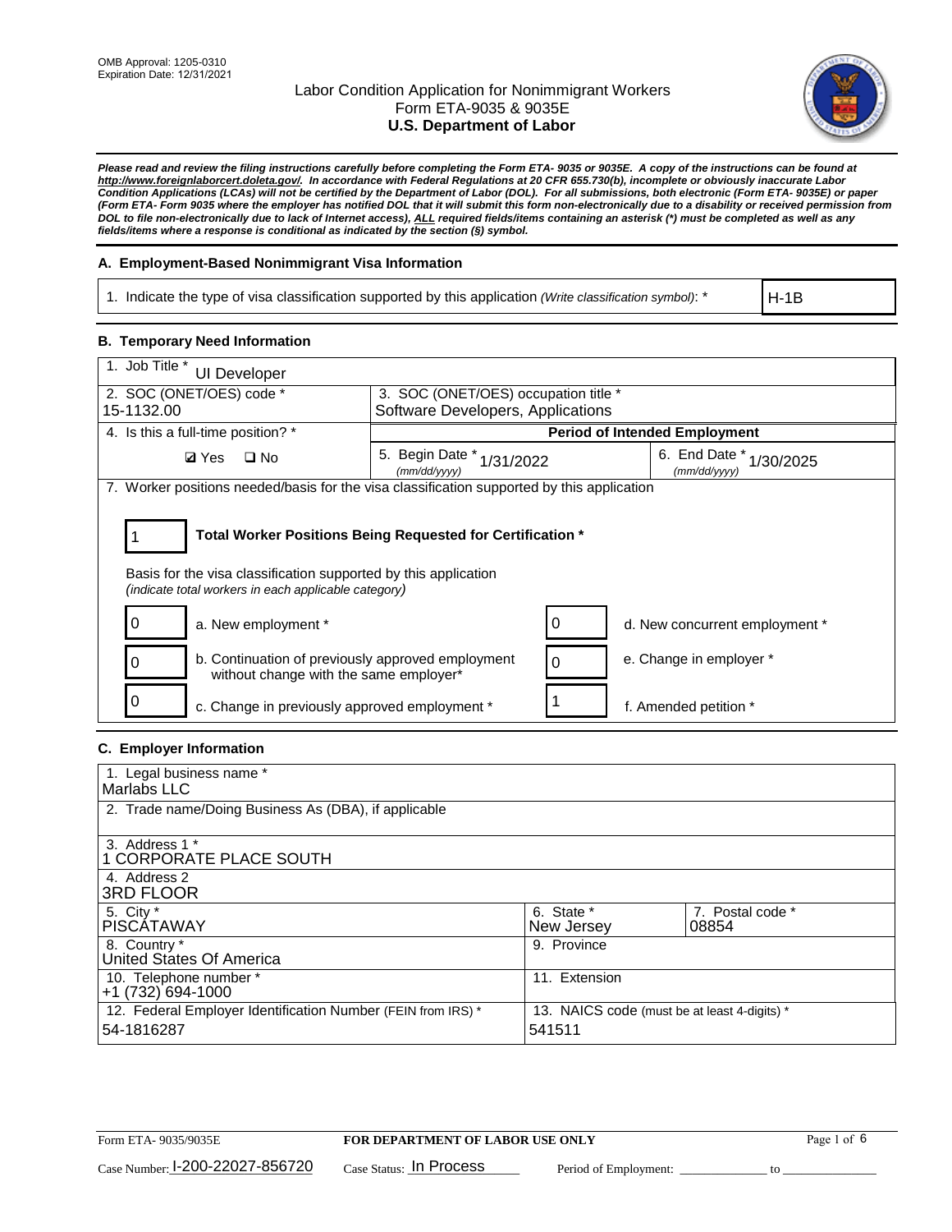OMB Approval: 1205-0310
Expiration Date: 12/31/2021

# Labor Condition Application for Nonimmigrant Workers
## Form ETA-9035 & 9035E
## U.S. Department of Labor

***Please read and review the filing instructions carefully before completing the Form ETA- 9035 or 9035E. A copy of the instructions can be found at http://www.foreignlaborcert.doleta.gov/. In accordance with Federal Regulations at 20 CFR 655.730(b), incomplete or obviously inaccurate Labor Condition Applications (LCAs) will not be certified by the Department of Labor (DOL). For all submissions, both electronic (Form ETA- 9035E) or paper (Form ETA- Form 9035 where the employer has notified DOL that it will submit this form non-electronically due to a disability or received permission from DOL to file non-electronically due to lack of Internet access), ALL required fields/items containing an asterisk (*) must be completed as well as any fields/items where a response is conditional as indicated by the section (§) symbol.***

### A. Employment-Based Nonimmigrant Visa Information

| 1. Indicate the type of visa classification supported by this application *(Write classification symbol)*: * | H-1B |
|---|---|

### B. Temporary Need Information

| 1. Job Title * UI Developer | | |
|---|---|---|
| 2. SOC (ONET/OES) code * 15-1132.00 | 3. SOC (ONET/OES) occupation title * Software Developers, Applications | |
| 4. Is this a full-time position? * | **Period of Intended Employment** | |
| ☑ Yes ☐ No | 5. Begin Date * (mm/dd/yyyy) 1/31/2022 | 6. End Date * (mm/dd/yyyy) 1/30/2025 |

7. Worker positions needed/basis for the visa classification supported by this application

1 **Total Worker Positions Being Requested for Certification ***

Basis for the visa classification supported by this application
*(indicate total workers in each applicable category)*

| | | | |
|---|---|---|---|
| 0 | a. New employment * | 0 | d. New concurrent employment * |
| 0 | b. Continuation of previously approved employment without change with the same employer* | 0 | e. Change in employer * |
| 0 | c. Change in previously approved employment * | 1 | f. Amended petition * |

### C. Employer Information

| | |
|---|---|
| 1. Legal business name * Marlabs LLC | |
| 2. Trade name/Doing Business As (DBA), if applicable | |
| 3. Address 1 * 1 CORPORATE PLACE SOUTH | |
| 4. Address 2 3RD FLOOR | |
| 5. City * PISCATAWAY | 6. State * New Jersey / 7. Postal code * 08854 |
| 8. Country * United States Of America | 9. Province |
| 10. Telephone number * +1 (732) 694-1000 | 11. Extension |
| 12. Federal Employer Identification Number (FEIN from IRS) * 54-1816287 | 13. NAICS code (must be at least 4-digits) * 541511 |

Form ETA- 9035/9035E **FOR DEPARTMENT OF LABOR USE ONLY**

Case Number: I-200-22027-856720 Case Status: In Process Period of Employment: ______________ to ______________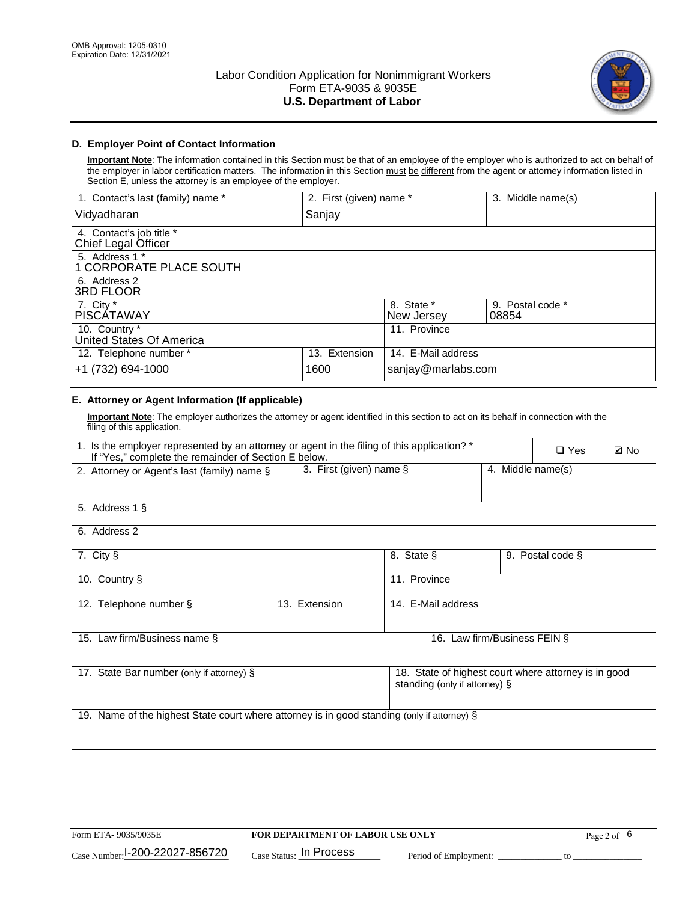## D. Employer Point of Contact Information

**Important Note**: The information contained in this Section must be that of an employee of the employer who is authorized to act on behalf of the employer in labor certification matters. The information in this Section must be different from the agent or attorney information listed in Section E, unless the attorney is an employee of the employer.

| 1. Contact's last (family) name * | 2. First (given) name * | 3. Middle name(s) |
|---|---|---|
| Vidyadharan | Sanjay | |
| 4. Contact's job title * Chief Legal Officer | | |
| 5. Address 1 * 1 CORPORATE PLACE SOUTH | | |
| 6. Address 2 3RD FLOOR | | |
| 7. City * PISCATAWAY | 8. State * New Jersey | 9. Postal code * 08854 |
| 10. Country * United States Of America | 11. Province | |
| 12. Telephone number * +1 (732) 694-1000 | 13. Extension 1600 | 14. E-Mail address sanjay@marlabs.com |

## E. Attorney or Agent Information (If applicable)

**Important Note**: The employer authorizes the attorney or agent identified in this section to act on its behalf in connection with the filing of this application.

| 1. Is the employer represented by an attorney or agent in the filing of this application? * If "Yes," complete the remainder of Section E below. | | ❑ Yes ☑ No |
|---|---|---|
| 2. Attorney or Agent's last (family) name § | 3. First (given) name § | 4. Middle name(s) |
| 5. Address 1 § | | |
| 6. Address 2 | | |
| 7. City § | 8. State § | 9. Postal code § |
| 10. Country § | 11. Province | |
| 12. Telephone number § | 13. Extension | 14. E-Mail address |
| 15. Law firm/Business name § | | 16. Law firm/Business FEIN § |
| 17. State Bar number (only if attorney) § | | 18. State of highest court where attorney is in good standing (only if attorney) § |
| 19. Name of the highest State court where attorney is in good standing (only if attorney) § | | |

Form ETA- 9035/9035E | FOR DEPARTMENT OF LABOR USE ONLY

Case Number: I-200-22027-856720 Case Status: In Process Period of Employment: _____________ to _______________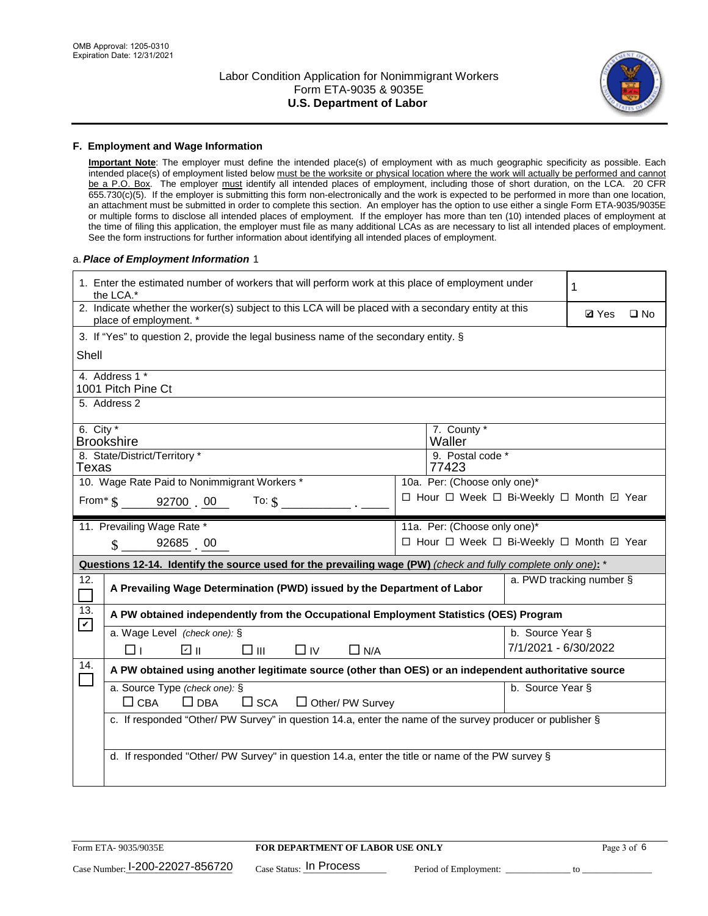OMB Approval: 1205-0310
Expiration Date: 12/31/2021

# Labor Condition Application for Nonimmigrant Workers
## Form ETA-9035 & 9035E
## U.S. Department of Labor

### F. Employment and Wage Information

**Important Note**: The employer must define the intended place(s) of employment with as much geographic specificity as possible. Each intended place(s) of employment listed below must be the worksite or physical location where the work will actually be performed and cannot be a P.O. Box. The employer must identify all intended places of employment, including those of short duration, on the LCA. 20 CFR 655.730(c)(5). If the employer is submitting this form non-electronically and the work is expected to be performed in more than one location, an attachment must be submitted in order to complete this section. An employer has the option to use either a single Form ETA-9035/9035E or multiple forms to disclose all intended places of employment. If the employer has more than ten (10) intended places of employment at the time of filing this application, the employer must file as many additional LCAs as are necessary to list all intended places of employment. See the form instructions for further information about identifying all intended places of employment.

a. *Place of Employment Information* 1

1. Enter the estimated number of workers that will perform work at this place of employment under the LCA.* 1

2. Indicate whether the worker(s) subject to this LCA will be placed with a secondary entity at this place of employment. * ☑ Yes ☐ No

3. If "Yes" to question 2, provide the legal business name of the secondary entity. §
Shell

4. Address 1 *
1001 Pitch Pine Ct

5. Address 2

6. City *
Brookshire

7. County *
Waller

8. State/District/Territory *
Texas

9. Postal code *
77423

10. Wage Rate Paid to Nonimmigrant Workers *
From* $ 92700 . 00 To: $ ______ . ____

10a. Per: (Choose only one)*
☐ Hour ☐ Week ☐ Bi-Weekly ☐ Month ☑ Year

11. Prevailing Wage Rate *
$ 92685 . 00

11a. Per: (Choose only one)*
☐ Hour ☐ Week ☐ Bi-Weekly ☐ Month ☑ Year

**Questions 12-14. Identify the source used for the prevailing wage (PW)** *(check and fully complete only one)*: *

12. ☐ **A Prevailing Wage Determination (PWD) issued by the Department of Labor**
a. PWD tracking number §

13. ☑ **A PW obtained independently from the Occupational Employment Statistics (OES) Program**
a. Wage Level *(check one)*: § ☐ I ☑ II ☐ III ☐ IV ☐ N/A
b. Source Year § 7/1/2021 - 6/30/2022

14. ☐ **A PW obtained using another legitimate source (other than OES) or an independent authoritative source**
a. Source Type *(check one)*: § ☐ CBA ☐ DBA ☐ SCA ☐ Other/ PW Survey
b. Source Year §
c. If responded "Other/ PW Survey" in question 14.a, enter the name of the survey producer or publisher §
d. If responded "Other/ PW Survey" in question 14.a, enter the title or name of the PW survey §

Form ETA- 9035/9035E **FOR DEPARTMENT OF LABOR USE ONLY**
Case Number: I-200-22027-856720 Case Status: In Process Period of Employment: ____________ to ____________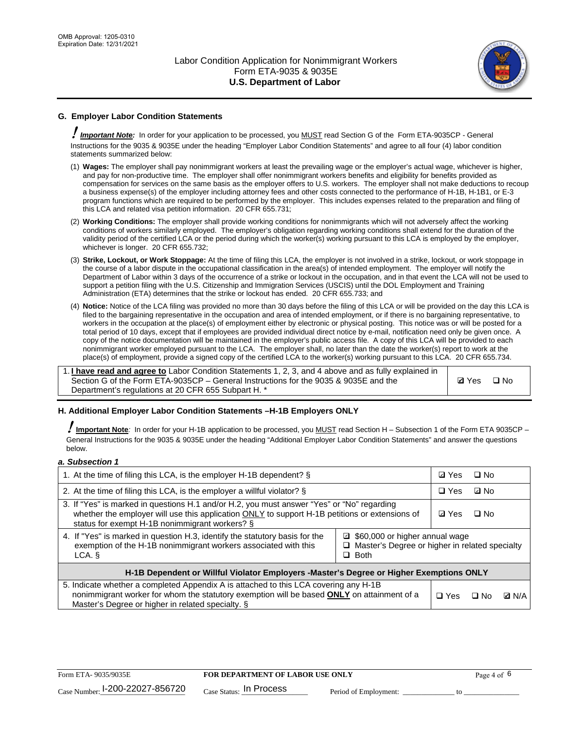## G. Employer Labor Condition Statements

! ***Important Note:*** In order for your application to be processed, you MUST read Section G of the Form ETA-9035CP - General Instructions for the 9035 & 9035E under the heading "Employer Labor Condition Statements" and agree to all four (4) labor condition statements summarized below:

(1) **Wages:** The employer shall pay nonimmigrant workers at least the prevailing wage or the employer's actual wage, whichever is higher, and pay for non-productive time. The employer shall offer nonimmigrant workers benefits and eligibility for benefits provided as compensation for services on the same basis as the employer offers to U.S. workers. The employer shall not make deductions to recoup a business expense(s) of the employer including attorney fees and other costs connected to the performance of H-1B, H-1B1, or E-3 program functions which are required to be performed by the employer. This includes expenses related to the preparation and filing of this LCA and related visa petition information. 20 CFR 655.731;

(2) **Working Conditions:** The employer shall provide working conditions for nonimmigrants which will not adversely affect the working conditions of workers similarly employed. The employer's obligation regarding working conditions shall extend for the duration of the validity period of the certified LCA or the period during which the worker(s) working pursuant to this LCA is employed by the employer, whichever is longer. 20 CFR 655.732;

(3) **Strike, Lockout, or Work Stoppage:** At the time of filing this LCA, the employer is not involved in a strike, lockout, or work stoppage in the course of a labor dispute in the occupational classification in the area(s) of intended employment. The employer will notify the Department of Labor within 3 days of the occurrence of a strike or lockout in the occupation, and in that event the LCA will not be used to support a petition filing with the U.S. Citizenship and Immigration Services (USCIS) until the DOL Employment and Training Administration (ETA) determines that the strike or lockout has ended. 20 CFR 655.733; and

(4) **Notice:** Notice of the LCA filing was provided no more than 30 days before the filing of this LCA or will be provided on the day this LCA is filed to the bargaining representative in the occupation and area of intended employment, or if there is no bargaining representative, to workers in the occupation at the place(s) of employment either by electronic or physical posting. This notice was or will be posted for a total period of 10 days, except that if employees are provided individual direct notice by e-mail, notification need only be given once. A copy of the notice documentation will be maintained in the employer's public access file. A copy of this LCA will be provided to each nonimmigrant worker employed pursuant to the LCA. The employer shall, no later than the date the worker(s) report to work at the place(s) of employment, provide a signed copy of the certified LCA to the worker(s) working pursuant to this LCA. 20 CFR 655.734.

| 1. **I have read and agree to** Labor Condition Statements 1, 2, 3, and 4 above and as fully explained in Section G of the Form ETA-9035CP – General Instructions for the 9035 & 9035E and the Department's regulations at 20 CFR 655 Subpart H. * | ☑ Yes ☐ No |
|---|---|

## H. Additional Employer Labor Condition Statements –H-1B Employers ONLY

! **Important Note**: In order for your H-1B application to be processed, you MUST read Section H – Subsection 1 of the Form ETA 9035CP – General Instructions for the 9035 & 9035E under the heading "Additional Employer Labor Condition Statements" and answer the questions below.

*a. Subsection 1*

| 1. At the time of filing this LCA, is the employer H-1B dependent? § | | ☑ Yes ☐ No |
|---|---|---|
| 2. At the time of filing this LCA, is the employer a willful violator? § | | ☐ Yes ☑ No |
| 3. If "Yes" is marked in questions H.1 and/or H.2, you must answer "Yes" or "No" regarding whether the employer will use this application ONLY to support H-1B petitions or extensions of status for exempt H-1B nonimmigrant workers? § | | ☑ Yes ☐ No |
| 4. If "Yes" is marked in question H.3, identify the statutory basis for the exemption of the H-1B nonimmigrant workers associated with this LCA. § | ☑ \$60,000 or higher annual wage ☐ Master's Degree or higher in related specialty ☐ Both | |
| **H-1B Dependent or Willful Violator Employers -Master's Degree or Higher Exemptions ONLY** | | |
| 5. Indicate whether a completed Appendix A is attached to this LCA covering any H-1B nonimmigrant worker for whom the statutory exemption will be based **ONLY** on attainment of a Master's Degree or higher in related specialty. § | | ☐ Yes ☐ No ☑ N/A |

Form ETA- 9035/9035E | **FOR DEPARTMENT OF LABOR USE ONLY** | Case Number: I-200-22027-856720 | Case Status: In Process | Period of Employment: _____________ to _____________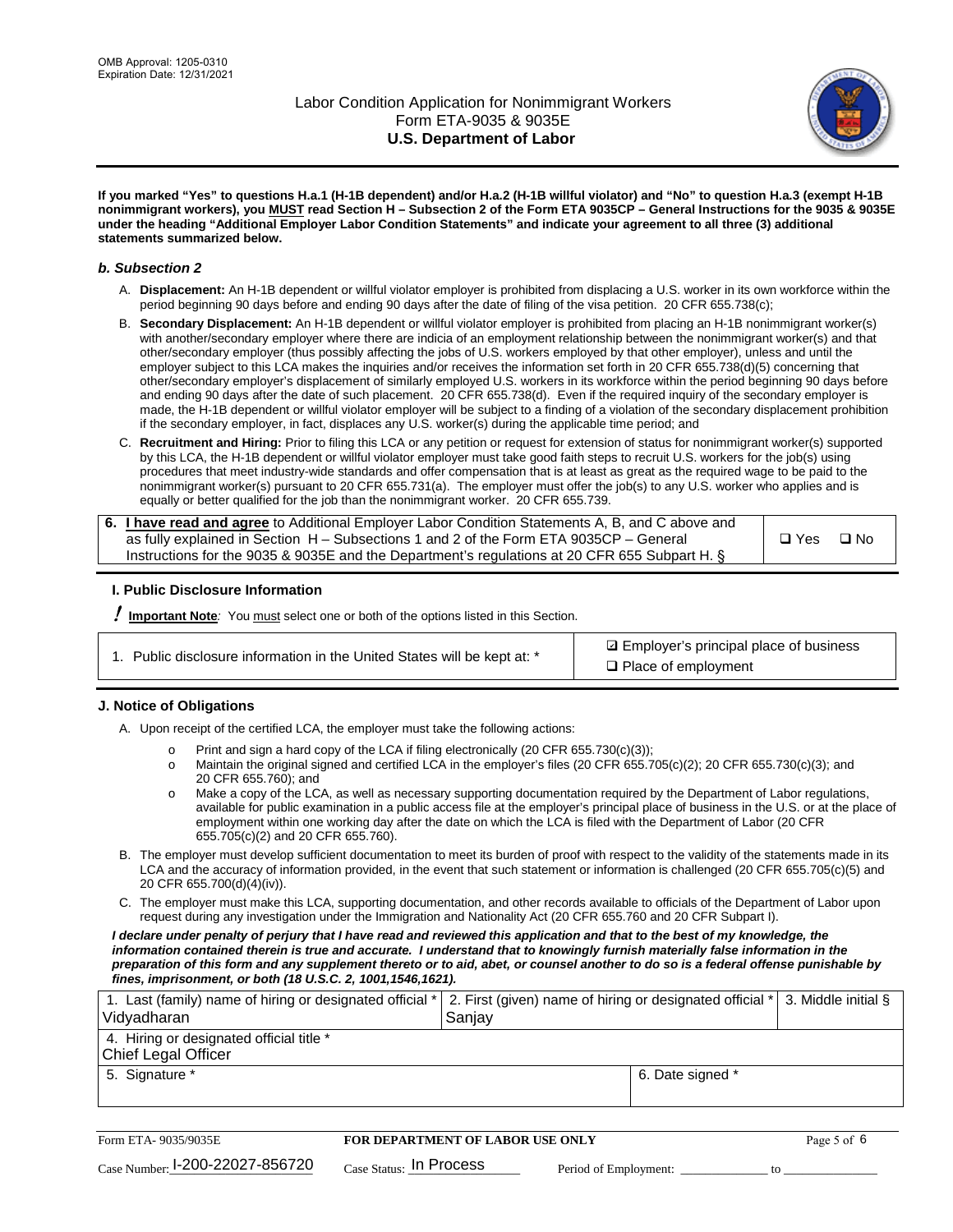**If you marked "Yes" to questions H.a.1 (H-1B dependent) and/or H.a.2 (H-1B willful violator) and "No" to question H.a.3 (exempt H-1B nonimmigrant workers), you MUST read Section H – Subsection 2 of the Form ETA 9035CP – General Instructions for the 9035 & 9035E under the heading "Additional Employer Labor Condition Statements" and indicate your agreement to all three (3) additional statements summarized below.**

### *b. Subsection 2*

A. **Displacement:** An H-1B dependent or willful violator employer is prohibited from displacing a U.S. worker in its own workforce within the period beginning 90 days before and ending 90 days after the date of filing of the visa petition. 20 CFR 655.738(c);

B. **Secondary Displacement:** An H-1B dependent or willful violator employer is prohibited from placing an H-1B nonimmigrant worker(s) with another/secondary employer where there are indicia of an employment relationship between the nonimmigrant worker(s) and that other/secondary employer (thus possibly affecting the jobs of U.S. workers employed by that other employer), unless and until the employer subject to this LCA makes the inquiries and/or receives the information set forth in 20 CFR 655.738(d)(5) concerning that other/secondary employer's displacement of similarly employed U.S. workers in its workforce within the period beginning 90 days before and ending 90 days after the date of such placement. 20 CFR 655.738(d). Even if the required inquiry of the secondary employer is made, the H-1B dependent or willful violator employer will be subject to a finding of a violation of the secondary displacement prohibition if the secondary employer, in fact, displaces any U.S. worker(s) during the applicable time period; and

C. **Recruitment and Hiring:** Prior to filing this LCA or any petition or request for extension of status for nonimmigrant worker(s) supported by this LCA, the H-1B dependent or willful violator employer must take good faith steps to recruit U.S. workers for the job(s) using procedures that meet industry-wide standards and offer compensation that is at least as great as the required wage to be paid to the nonimmigrant worker(s) pursuant to 20 CFR 655.731(a). The employer must offer the job(s) to any U.S. worker who applies and is equally or better qualified for the job than the nonimmigrant worker. 20 CFR 655.739.

| 6. **I have read and agree** to Additional Employer Labor Condition Statements A, B, and C above and as fully explained in Section H – Subsections 1 and 2 of the Form ETA 9035CP – General Instructions for the 9035 & 9035E and the Department's regulations at 20 CFR 655 Subpart H. § | ❑ Yes ❑ No |
|---|---|

### I. Public Disclosure Information

**! Important Note**: You must select one or both of the options listed in this Section.

| 1. Public disclosure information in the United States will be kept at: * | ☑ Employer's principal place of business<br>❑ Place of employment |
|---|---|

### J. Notice of Obligations

A. Upon receipt of the certified LCA, the employer must take the following actions:

- o Print and sign a hard copy of the LCA if filing electronically (20 CFR 655.730(c)(3));
- o Maintain the original signed and certified LCA in the employer's files (20 CFR 655.705(c)(2); 20 CFR 655.730(c)(3); and 20 CFR 655.760); and
- o Make a copy of the LCA, as well as necessary supporting documentation required by the Department of Labor regulations, available for public examination in a public access file at the employer's principal place of business in the U.S. or at the place of employment within one working day after the date on which the LCA is filed with the Department of Labor (20 CFR 655.705(c)(2) and 20 CFR 655.760).

B. The employer must develop sufficient documentation to meet its burden of proof with respect to the validity of the statements made in its LCA and the accuracy of information provided, in the event that such statement or information is challenged (20 CFR 655.705(c)(5) and 20 CFR 655.700(d)(4)(iv)).

C. The employer must make this LCA, supporting documentation, and other records available to officials of the Department of Labor upon request during any investigation under the Immigration and Nationality Act (20 CFR 655.760 and 20 CFR Subpart I).

***I declare under penalty of perjury that I have read and reviewed this application and that to the best of my knowledge, the information contained therein is true and accurate. I understand that to knowingly furnish materially false information in the preparation of this form and any supplement thereto or to aid, abet, or counsel another to do so is a federal offense punishable by fines, imprisonment, or both (18 U.S.C. 2, 1001,1546,1621).***

| 1. Last (family) name of hiring or designated official *<br>Vidyadharan | 2. First (given) name of hiring or designated official *<br>Sanjay | 3. Middle initial § |
|---|---|---|
| 4. Hiring or designated official title *<br>Chief Legal Officer | | |
| 5. Signature * | 6. Date signed * | |

Form ETA- 9035/9035E | **FOR DEPARTMENT OF LABOR USE ONLY**

Case Number: I-200-22027-856720 Case Status: In Process Period of Employment: _____________ to _____________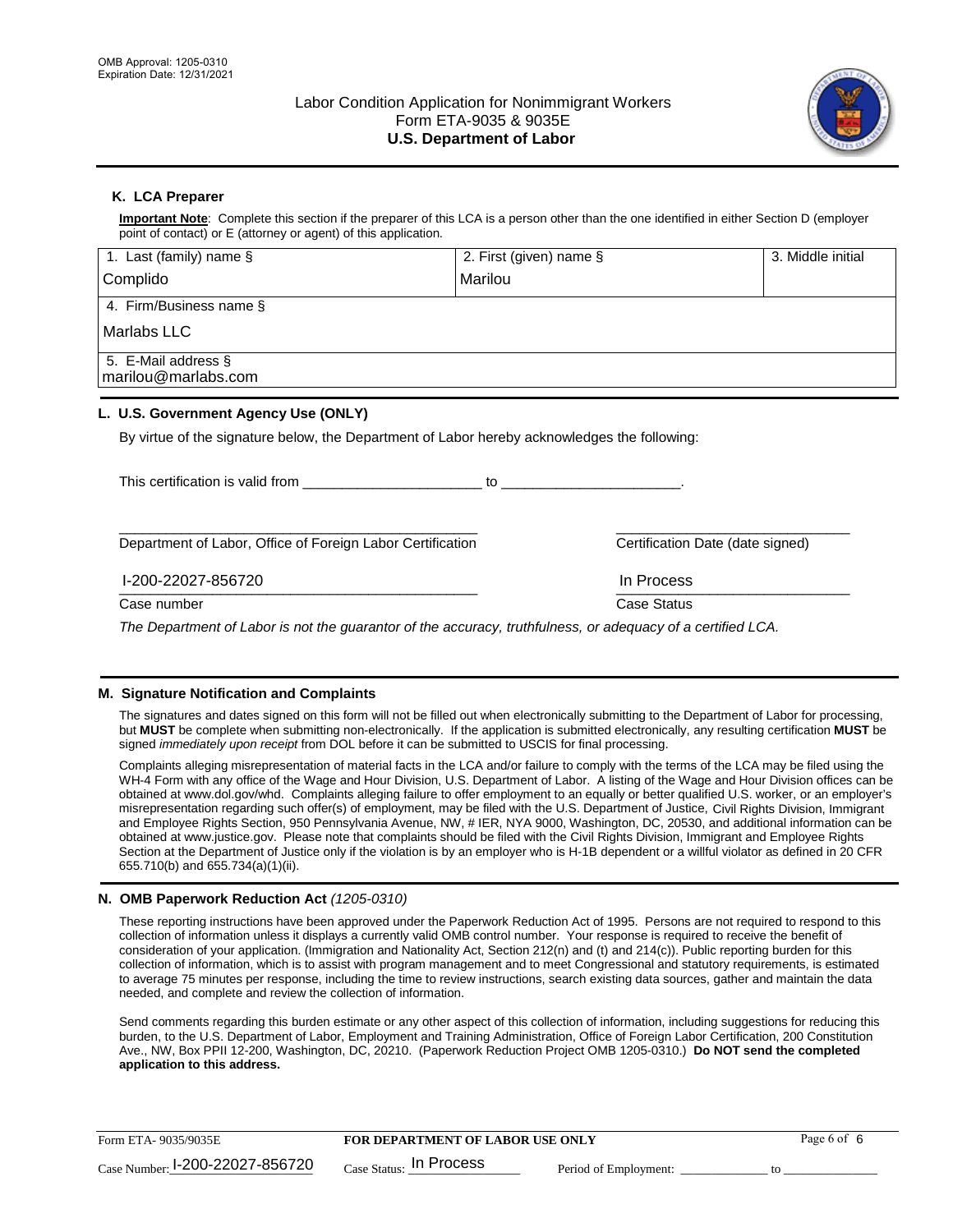OMB Approval: 1205-0310
Expiration Date: 12/31/2021

Labor Condition Application for Nonimmigrant Workers
Form ETA-9035 & 9035E
**U.S. Department of Labor**

### K. LCA Preparer

**Important Note**: Complete this section if the preparer of this LCA is a person other than the one identified in either Section D (employer point of contact) or E (attorney or agent) of this application.

| 1. Last (family) name § | 2. First (given) name § | 3. Middle initial |
|---|---|---|
| Complido | Marilou | |
| 4. Firm/Business name § | | |
| Marlabs LLC | | |
| 5. E-Mail address § | | |
| marilou@marlabs.com | | |

### L. U.S. Government Agency Use (ONLY)

By virtue of the signature below, the Department of Labor hereby acknowledges the following:

This certification is valid from ______________________ to ______________________.

Department of Labor, Office of Foreign Labor Certification

Certification Date (date signed)

I-200-22027-856720
Case number

In Process
Case Status

*The Department of Labor is not the guarantor of the accuracy, truthfulness, or adequacy of a certified LCA.*

### M. Signature Notification and Complaints

The signatures and dates signed on this form will not be filled out when electronically submitting to the Department of Labor for processing, but **MUST** be complete when submitting non-electronically. If the application is submitted electronically, any resulting certification **MUST** be signed *immediately upon receipt* from DOL before it can be submitted to USCIS for final processing.

Complaints alleging misrepresentation of material facts in the LCA and/or failure to comply with the terms of the LCA may be filed using the WH-4 Form with any office of the Wage and Hour Division, U.S. Department of Labor. A listing of the Wage and Hour Division offices can be obtained at www.dol.gov/whd. Complaints alleging failure to offer employment to an equally or better qualified U.S. worker, or an employer's misrepresentation regarding such offer(s) of employment, may be filed with the U.S. Department of Justice, Civil Rights Division, Immigrant and Employee Rights Section, 950 Pennsylvania Avenue, NW, # IER, NYA 9000, Washington, DC, 20530, and additional information can be obtained at www.justice.gov. Please note that complaints should be filed with the Civil Rights Division, Immigrant and Employee Rights Section at the Department of Justice only if the violation is by an employer who is H-1B dependent or a willful violator as defined in 20 CFR 655.710(b) and 655.734(a)(1)(ii).

### N. OMB Paperwork Reduction Act *(1205-0310)*

These reporting instructions have been approved under the Paperwork Reduction Act of 1995. Persons are not required to respond to this collection of information unless it displays a currently valid OMB control number. Your response is required to receive the benefit of consideration of your application. (Immigration and Nationality Act, Section 212(n) and (t) and 214(c)). Public reporting burden for this collection of information, which is to assist with program management and to meet Congressional and statutory requirements, is estimated to average 75 minutes per response, including the time to review instructions, search existing data sources, gather and maintain the data needed, and complete and review the collection of information.

Send comments regarding this burden estimate or any other aspect of this collection of information, including suggestions for reducing this burden, to the U.S. Department of Labor, Employment and Training Administration, Office of Foreign Labor Certification, 200 Constitution Ave., NW, Box PPII 12-200, Washington, DC, 20210. (Paperwork Reduction Project OMB 1205-0310.) **Do NOT send the completed application to this address.**

Form ETA- 9035/9035E | **FOR DEPARTMENT OF LABOR USE ONLY**

Case Number: I-200-22027-856720 | Case Status: In Process | Period of Employment: ______________ to ______________